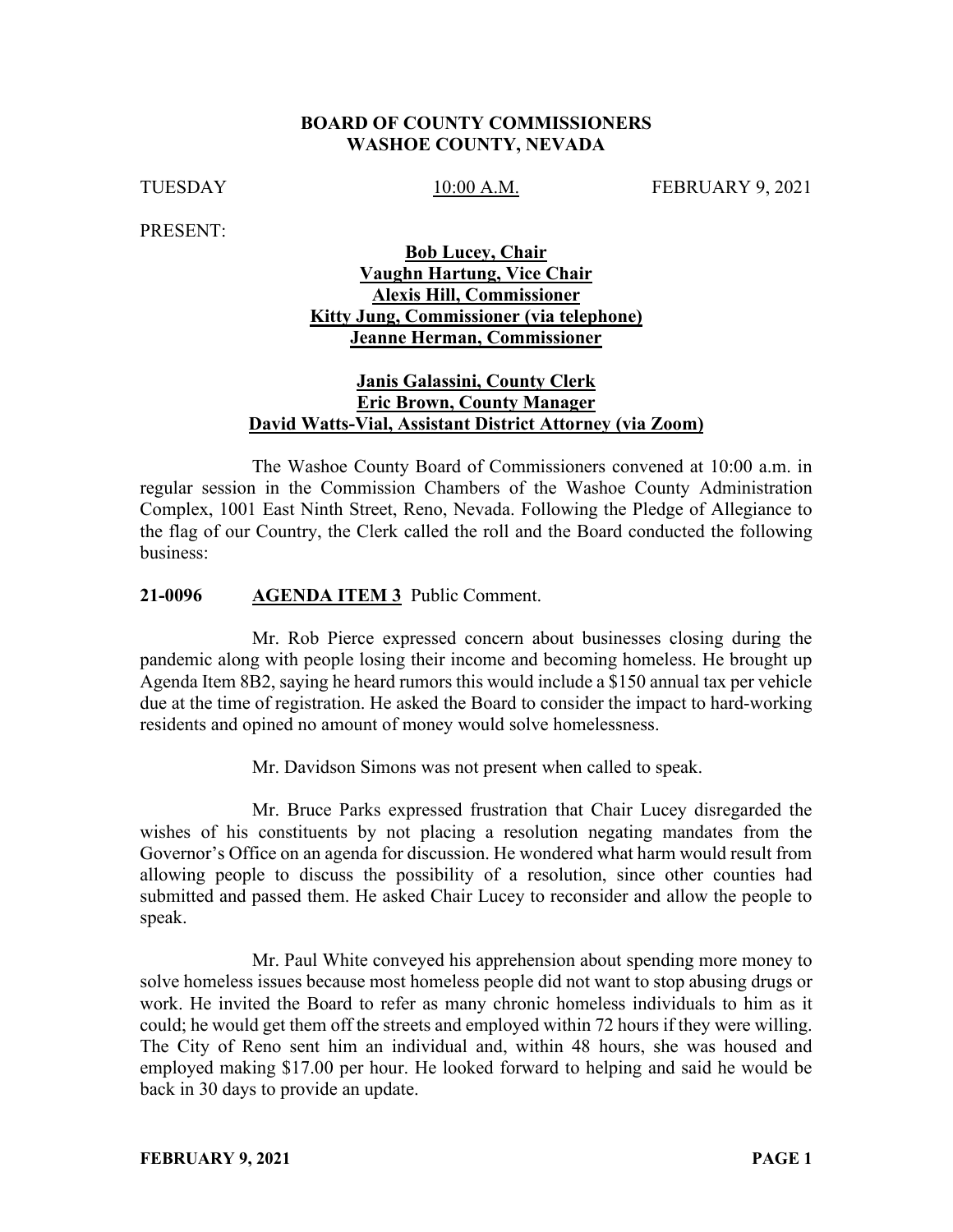# BOARD OF COUNTY COMMISSIONERS
# WASHOE COUNTY, NEVADA

TUESDAY 10:00 A.M. FEBRUARY 9, 2021

PRESENT:

**Bob Lucey, Chair**
**Vaughn Hartung, Vice Chair**
**Alexis Hill, Commissioner**
**Kitty Jung, Commissioner (via telephone)**
**Jeanne Herman, Commissioner**

**Janis Galassini, County Clerk**
**Eric Brown, County Manager**
**David Watts-Vial, Assistant District Attorney (via Zoom)**

The Washoe County Board of Commissioners convened at 10:00 a.m. in regular session in the Commission Chambers of the Washoe County Administration Complex, 1001 East Ninth Street, Reno, Nevada. Following the Pledge of Allegiance to the flag of our Country, the Clerk called the roll and the Board conducted the following business:

**21-0096 AGENDA ITEM 3** Public Comment.

Mr. Rob Pierce expressed concern about businesses closing during the pandemic along with people losing their income and becoming homeless. He brought up Agenda Item 8B2, saying he heard rumors this would include a $150 annual tax per vehicle due at the time of registration. He asked the Board to consider the impact to hard-working residents and opined no amount of money would solve homelessness.

Mr. Davidson Simons was not present when called to speak.

Mr. Bruce Parks expressed frustration that Chair Lucey disregarded the wishes of his constituents by not placing a resolution negating mandates from the Governor's Office on an agenda for discussion. He wondered what harm would result from allowing people to discuss the possibility of a resolution, since other counties had submitted and passed them. He asked Chair Lucey to reconsider and allow the people to speak.

Mr. Paul White conveyed his apprehension about spending more money to solve homeless issues because most homeless people did not want to stop abusing drugs or work. He invited the Board to refer as many chronic homeless individuals to him as it could; he would get them off the streets and employed within 72 hours if they were willing. The City of Reno sent him an individual and, within 48 hours, she was housed and employed making $17.00 per hour. He looked forward to helping and said he would be back in 30 days to provide an update.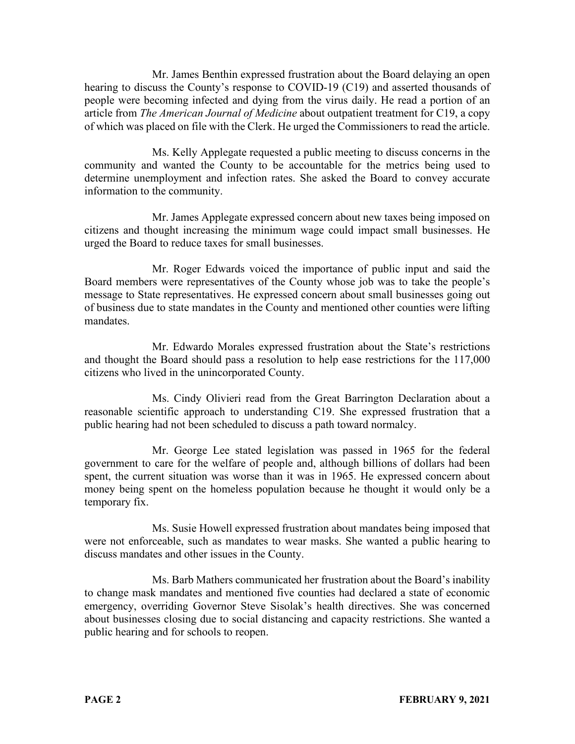Mr. James Benthin expressed frustration about the Board delaying an open hearing to discuss the County's response to COVID-19 (C19) and asserted thousands of people were becoming infected and dying from the virus daily. He read a portion of an article from *The American Journal of Medicine* about outpatient treatment for C19, a copy of which was placed on file with the Clerk. He urged the Commissioners to read the article.

Ms. Kelly Applegate requested a public meeting to discuss concerns in the community and wanted the County to be accountable for the metrics being used to determine unemployment and infection rates. She asked the Board to convey accurate information to the community.

Mr. James Applegate expressed concern about new taxes being imposed on citizens and thought increasing the minimum wage could impact small businesses. He urged the Board to reduce taxes for small businesses.

Mr. Roger Edwards voiced the importance of public input and said the Board members were representatives of the County whose job was to take the people's message to State representatives. He expressed concern about small businesses going out of business due to state mandates in the County and mentioned other counties were lifting mandates.

Mr. Edwardo Morales expressed frustration about the State's restrictions and thought the Board should pass a resolution to help ease restrictions for the 117,000 citizens who lived in the unincorporated County.

Ms. Cindy Olivieri read from the Great Barrington Declaration about a reasonable scientific approach to understanding C19. She expressed frustration that a public hearing had not been scheduled to discuss a path toward normalcy.

Mr. George Lee stated legislation was passed in 1965 for the federal government to care for the welfare of people and, although billions of dollars had been spent, the current situation was worse than it was in 1965. He expressed concern about money being spent on the homeless population because he thought it would only be a temporary fix.

Ms. Susie Howell expressed frustration about mandates being imposed that were not enforceable, such as mandates to wear masks. She wanted a public hearing to discuss mandates and other issues in the County.

Ms. Barb Mathers communicated her frustration about the Board's inability to change mask mandates and mentioned five counties had declared a state of economic emergency, overriding Governor Steve Sisolak's health directives. She was concerned about businesses closing due to social distancing and capacity restrictions. She wanted a public hearing and for schools to reopen.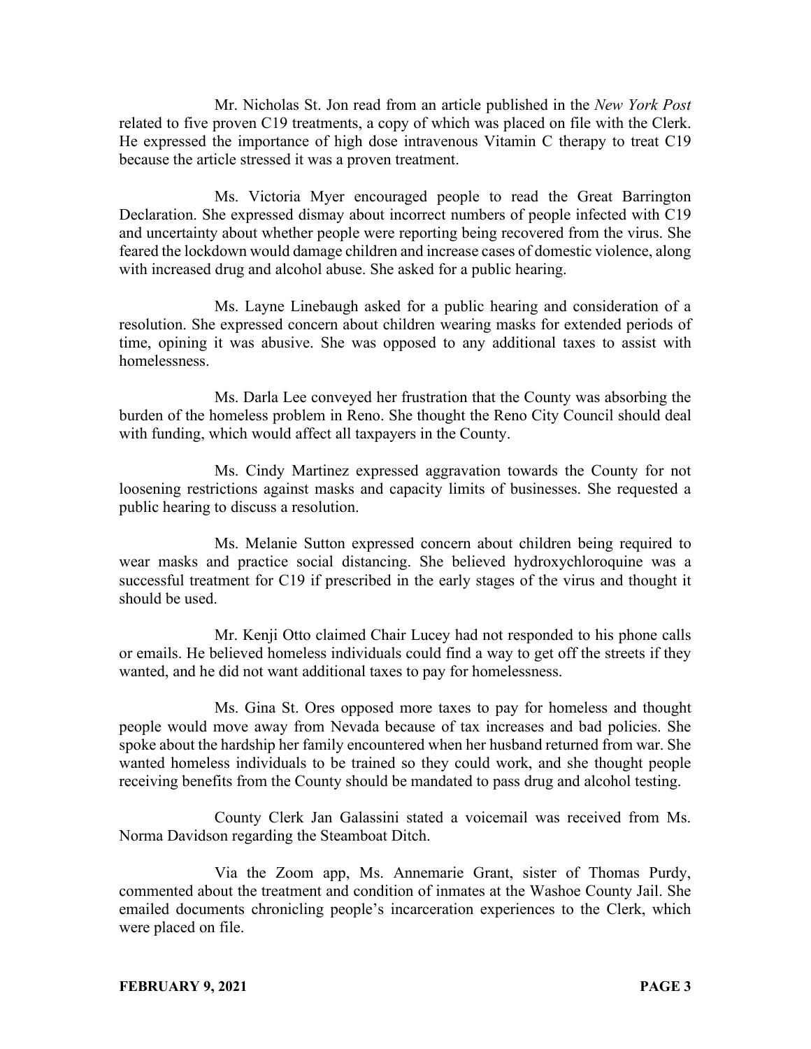Mr. Nicholas St. Jon read from an article published in the *New York Post* related to five proven C19 treatments, a copy of which was placed on file with the Clerk. He expressed the importance of high dose intravenous Vitamin C therapy to treat C19 because the article stressed it was a proven treatment.

Ms. Victoria Myer encouraged people to read the Great Barrington Declaration. She expressed dismay about incorrect numbers of people infected with C19 and uncertainty about whether people were reporting being recovered from the virus. She feared the lockdown would damage children and increase cases of domestic violence, along with increased drug and alcohol abuse. She asked for a public hearing.

Ms. Layne Linebaugh asked for a public hearing and consideration of a resolution. She expressed concern about children wearing masks for extended periods of time, opining it was abusive. She was opposed to any additional taxes to assist with homelessness.

Ms. Darla Lee conveyed her frustration that the County was absorbing the burden of the homeless problem in Reno. She thought the Reno City Council should deal with funding, which would affect all taxpayers in the County.

Ms. Cindy Martinez expressed aggravation towards the County for not loosening restrictions against masks and capacity limits of businesses. She requested a public hearing to discuss a resolution.

Ms. Melanie Sutton expressed concern about children being required to wear masks and practice social distancing. She believed hydroxychloroquine was a successful treatment for C19 if prescribed in the early stages of the virus and thought it should be used.

Mr. Kenji Otto claimed Chair Lucey had not responded to his phone calls or emails. He believed homeless individuals could find a way to get off the streets if they wanted, and he did not want additional taxes to pay for homelessness.

Ms. Gina St. Ores opposed more taxes to pay for homeless and thought people would move away from Nevada because of tax increases and bad policies. She spoke about the hardship her family encountered when her husband returned from war. She wanted homeless individuals to be trained so they could work, and she thought people receiving benefits from the County should be mandated to pass drug and alcohol testing.

County Clerk Jan Galassini stated a voicemail was received from Ms. Norma Davidson regarding the Steamboat Ditch.

Via the Zoom app, Ms. Annemarie Grant, sister of Thomas Purdy, commented about the treatment and condition of inmates at the Washoe County Jail. She emailed documents chronicling people's incarceration experiences to the Clerk, which were placed on file.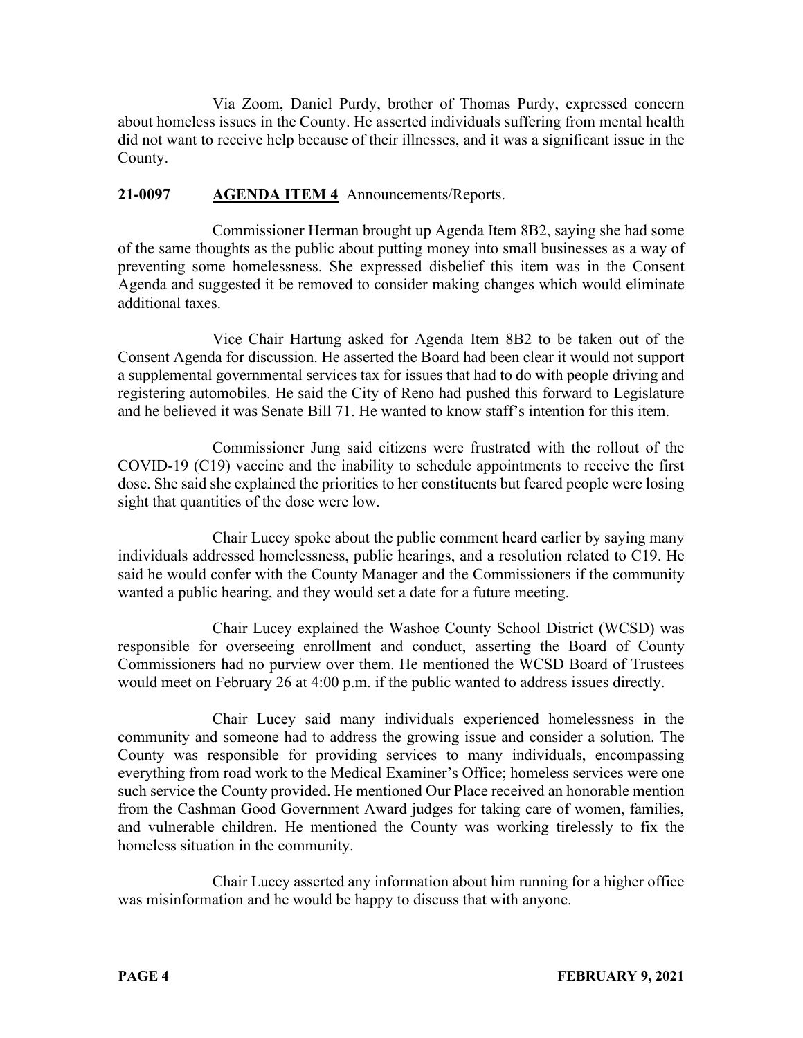Via Zoom, Daniel Purdy, brother of Thomas Purdy, expressed concern about homeless issues in the County. He asserted individuals suffering from mental health did not want to receive help because of their illnesses, and it was a significant issue in the County.

**21-0097** **AGENDA ITEM 4** Announcements/Reports.

Commissioner Herman brought up Agenda Item 8B2, saying she had some of the same thoughts as the public about putting money into small businesses as a way of preventing some homelessness. She expressed disbelief this item was in the Consent Agenda and suggested it be removed to consider making changes which would eliminate additional taxes.

Vice Chair Hartung asked for Agenda Item 8B2 to be taken out of the Consent Agenda for discussion. He asserted the Board had been clear it would not support a supplemental governmental services tax for issues that had to do with people driving and registering automobiles. He said the City of Reno had pushed this forward to Legislature and he believed it was Senate Bill 71. He wanted to know staff's intention for this item.

Commissioner Jung said citizens were frustrated with the rollout of the COVID-19 (C19) vaccine and the inability to schedule appointments to receive the first dose. She said she explained the priorities to her constituents but feared people were losing sight that quantities of the dose were low.

Chair Lucey spoke about the public comment heard earlier by saying many individuals addressed homelessness, public hearings, and a resolution related to C19. He said he would confer with the County Manager and the Commissioners if the community wanted a public hearing, and they would set a date for a future meeting.

Chair Lucey explained the Washoe County School District (WCSD) was responsible for overseeing enrollment and conduct, asserting the Board of County Commissioners had no purview over them. He mentioned the WCSD Board of Trustees would meet on February 26 at 4:00 p.m. if the public wanted to address issues directly.

Chair Lucey said many individuals experienced homelessness in the community and someone had to address the growing issue and consider a solution. The County was responsible for providing services to many individuals, encompassing everything from road work to the Medical Examiner's Office; homeless services were one such service the County provided. He mentioned Our Place received an honorable mention from the Cashman Good Government Award judges for taking care of women, families, and vulnerable children. He mentioned the County was working tirelessly to fix the homeless situation in the community.

Chair Lucey asserted any information about him running for a higher office was misinformation and he would be happy to discuss that with anyone.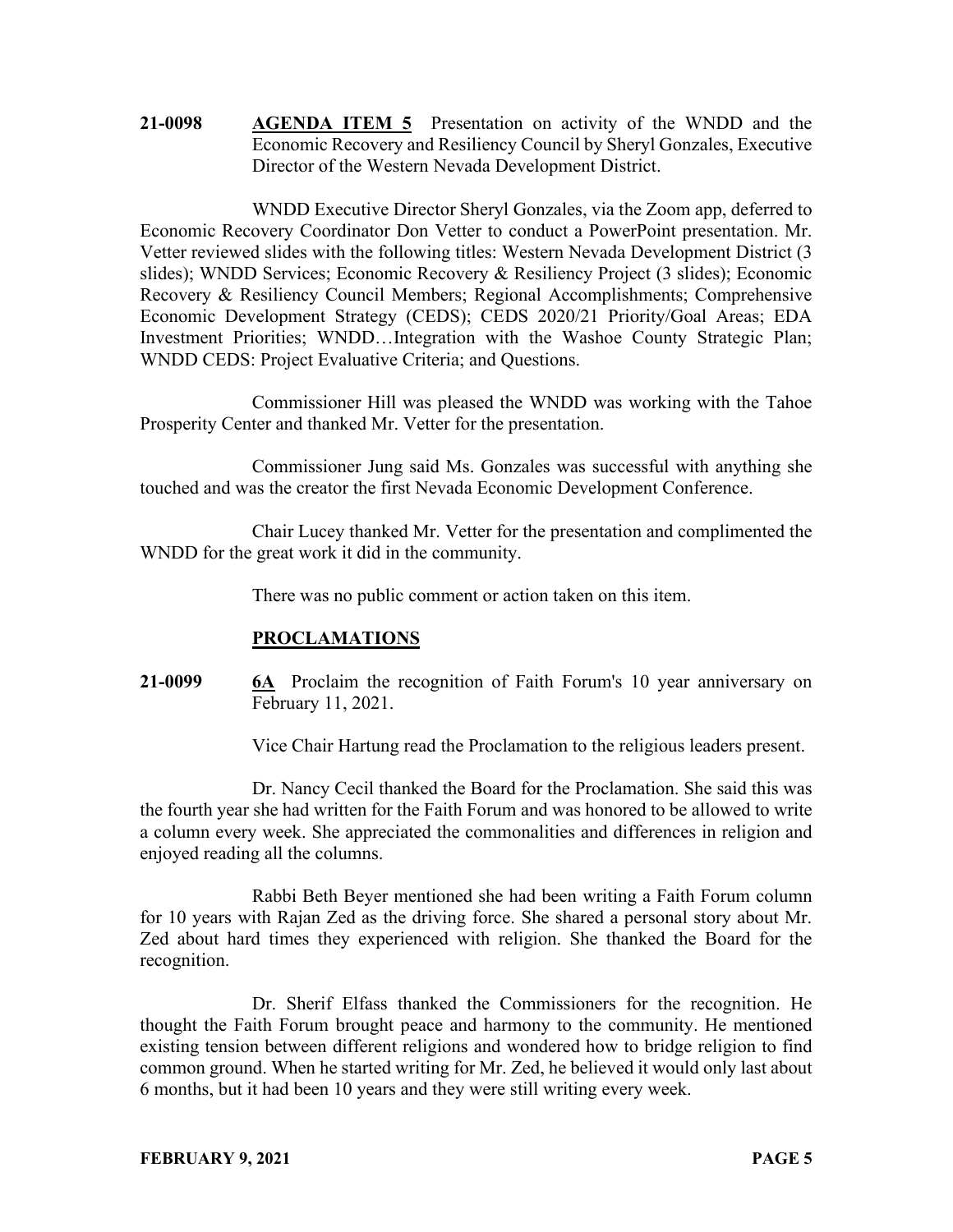**21-0098** **AGENDA ITEM 5** Presentation on activity of the WNDD and the Economic Recovery and Resiliency Council by Sheryl Gonzales, Executive Director of the Western Nevada Development District.

WNDD Executive Director Sheryl Gonzales, via the Zoom app, deferred to Economic Recovery Coordinator Don Vetter to conduct a PowerPoint presentation. Mr. Vetter reviewed slides with the following titles: Western Nevada Development District (3 slides); WNDD Services; Economic Recovery & Resiliency Project (3 slides); Economic Recovery & Resiliency Council Members; Regional Accomplishments; Comprehensive Economic Development Strategy (CEDS); CEDS 2020/21 Priority/Goal Areas; EDA Investment Priorities; WNDD…Integration with the Washoe County Strategic Plan; WNDD CEDS: Project Evaluative Criteria; and Questions.

Commissioner Hill was pleased the WNDD was working with the Tahoe Prosperity Center and thanked Mr. Vetter for the presentation.

Commissioner Jung said Ms. Gonzales was successful with anything she touched and was the creator the first Nevada Economic Development Conference.

Chair Lucey thanked Mr. Vetter for the presentation and complimented the WNDD for the great work it did in the community.

There was no public comment or action taken on this item.

## PROCLAMATIONS

**21-0099** **6A** Proclaim the recognition of Faith Forum's 10 year anniversary on February 11, 2021.

Vice Chair Hartung read the Proclamation to the religious leaders present.

Dr. Nancy Cecil thanked the Board for the Proclamation. She said this was the fourth year she had written for the Faith Forum and was honored to be allowed to write a column every week. She appreciated the commonalities and differences in religion and enjoyed reading all the columns.

Rabbi Beth Beyer mentioned she had been writing a Faith Forum column for 10 years with Rajan Zed as the driving force. She shared a personal story about Mr. Zed about hard times they experienced with religion. She thanked the Board for the recognition.

Dr. Sherif Elfass thanked the Commissioners for the recognition. He thought the Faith Forum brought peace and harmony to the community. He mentioned existing tension between different religions and wondered how to bridge religion to find common ground. When he started writing for Mr. Zed, he believed it would only last about 6 months, but it had been 10 years and they were still writing every week.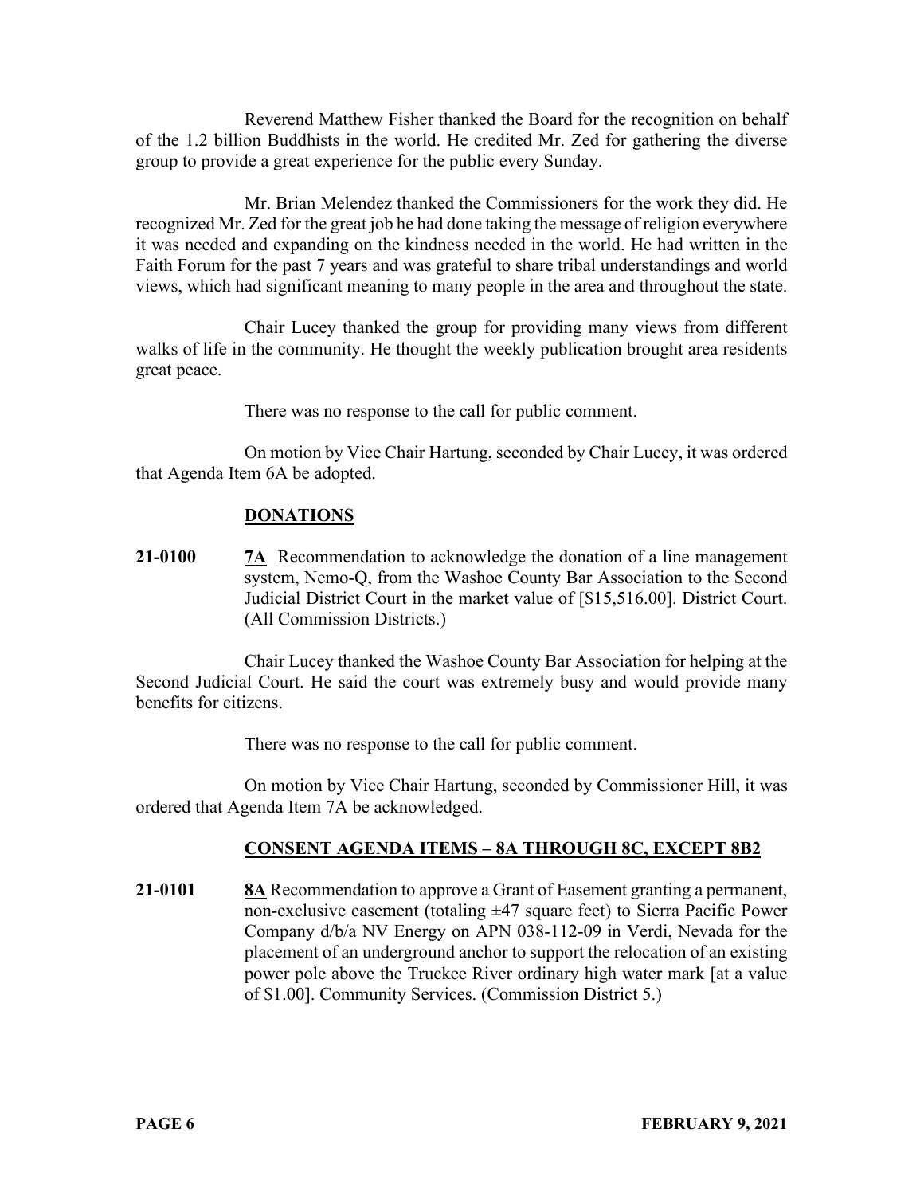Reverend Matthew Fisher thanked the Board for the recognition on behalf of the 1.2 billion Buddhists in the world. He credited Mr. Zed for gathering the diverse group to provide a great experience for the public every Sunday.

Mr. Brian Melendez thanked the Commissioners for the work they did. He recognized Mr. Zed for the great job he had done taking the message of religion everywhere it was needed and expanding on the kindness needed in the world. He had written in the Faith Forum for the past 7 years and was grateful to share tribal understandings and world views, which had significant meaning to many people in the area and throughout the state.

Chair Lucey thanked the group for providing many views from different walks of life in the community. He thought the weekly publication brought area residents great peace.

There was no response to the call for public comment.

On motion by Vice Chair Hartung, seconded by Chair Lucey, it was ordered that Agenda Item 6A be adopted.

## **DONATIONS**

**21-0100** **7A** Recommendation to acknowledge the donation of a line management system, Nemo-Q, from the Washoe County Bar Association to the Second Judicial District Court in the market value of [$15,516.00]. District Court. (All Commission Districts.)

Chair Lucey thanked the Washoe County Bar Association for helping at the Second Judicial Court. He said the court was extremely busy and would provide many benefits for citizens.

There was no response to the call for public comment.

On motion by Vice Chair Hartung, seconded by Commissioner Hill, it was ordered that Agenda Item 7A be acknowledged.

## **CONSENT AGENDA ITEMS – 8A THROUGH 8C, EXCEPT 8B2**

**21-0101** **8A** Recommendation to approve a Grant of Easement granting a permanent, non-exclusive easement (totaling ±47 square feet) to Sierra Pacific Power Company d/b/a NV Energy on APN 038-112-09 in Verdi, Nevada for the placement of an underground anchor to support the relocation of an existing power pole above the Truckee River ordinary high water mark [at a value of $1.00]. Community Services. (Commission District 5.)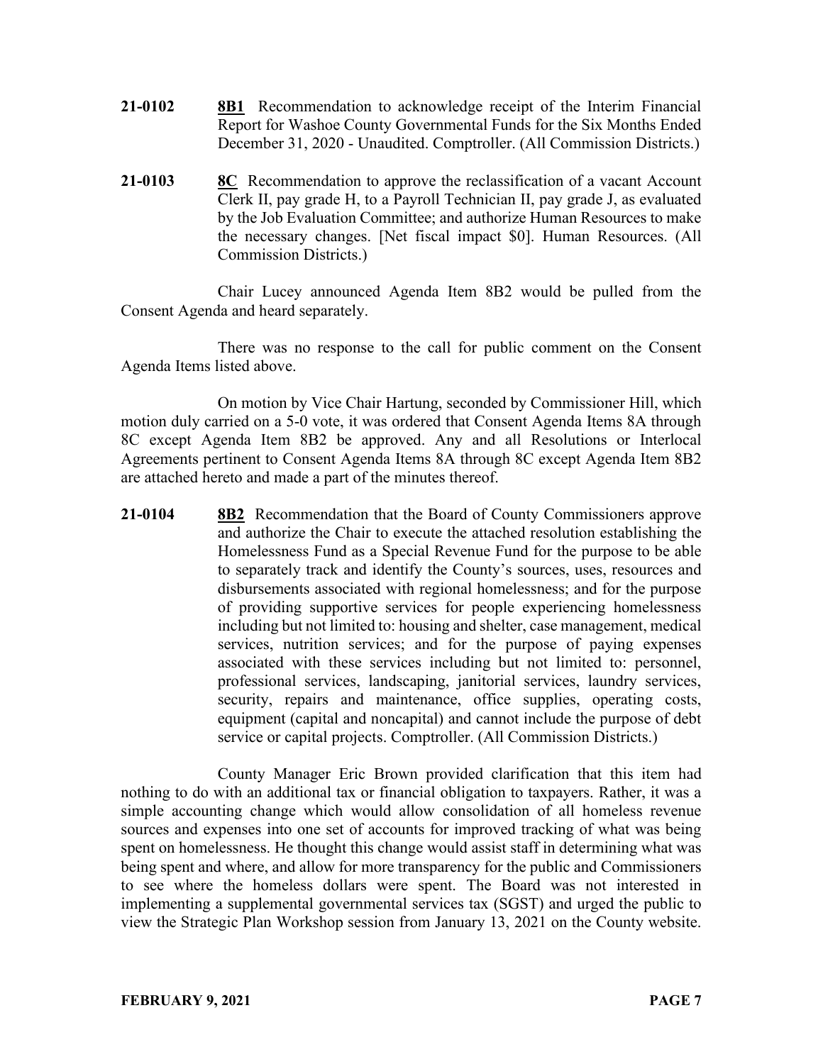**21-0102** **8B1** Recommendation to acknowledge receipt of the Interim Financial Report for Washoe County Governmental Funds for the Six Months Ended December 31, 2020 - Unaudited. Comptroller. (All Commission Districts.)

**21-0103** **8C** Recommendation to approve the reclassification of a vacant Account Clerk II, pay grade H, to a Payroll Technician II, pay grade J, as evaluated by the Job Evaluation Committee; and authorize Human Resources to make the necessary changes. [Net fiscal impact $0]. Human Resources. (All Commission Districts.)

Chair Lucey announced Agenda Item 8B2 would be pulled from the Consent Agenda and heard separately.

There was no response to the call for public comment on the Consent Agenda Items listed above.

On motion by Vice Chair Hartung, seconded by Commissioner Hill, which motion duly carried on a 5-0 vote, it was ordered that Consent Agenda Items 8A through 8C except Agenda Item 8B2 be approved. Any and all Resolutions or Interlocal Agreements pertinent to Consent Agenda Items 8A through 8C except Agenda Item 8B2 are attached hereto and made a part of the minutes thereof.

**21-0104** **8B2** Recommendation that the Board of County Commissioners approve and authorize the Chair to execute the attached resolution establishing the Homelessness Fund as a Special Revenue Fund for the purpose to be able to separately track and identify the County's sources, uses, resources and disbursements associated with regional homelessness; and for the purpose of providing supportive services for people experiencing homelessness including but not limited to: housing and shelter, case management, medical services, nutrition services; and for the purpose of paying expenses associated with these services including but not limited to: personnel, professional services, landscaping, janitorial services, laundry services, security, repairs and maintenance, office supplies, operating costs, equipment (capital and noncapital) and cannot include the purpose of debt service or capital projects. Comptroller. (All Commission Districts.)

County Manager Eric Brown provided clarification that this item had nothing to do with an additional tax or financial obligation to taxpayers. Rather, it was a simple accounting change which would allow consolidation of all homeless revenue sources and expenses into one set of accounts for improved tracking of what was being spent on homelessness. He thought this change would assist staff in determining what was being spent and where, and allow for more transparency for the public and Commissioners to see where the homeless dollars were spent. The Board was not interested in implementing a supplemental governmental services tax (SGST) and urged the public to view the Strategic Plan Workshop session from January 13, 2021 on the County website.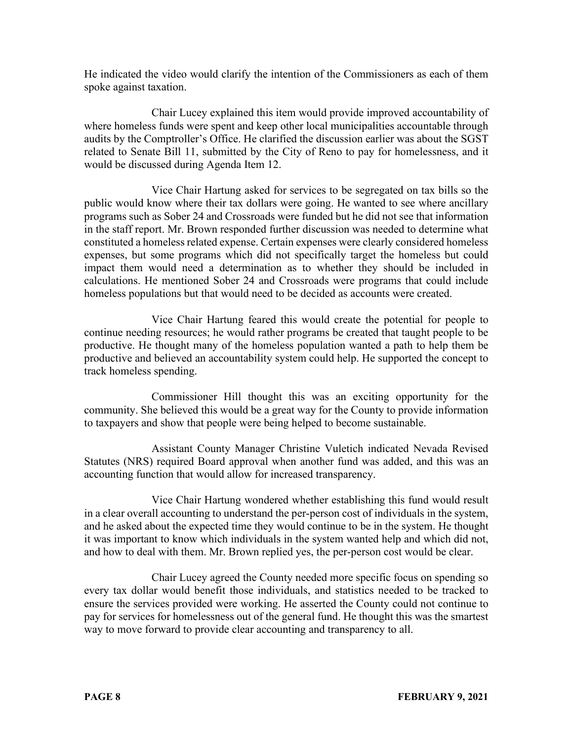He indicated the video would clarify the intention of the Commissioners as each of them spoke against taxation.

Chair Lucey explained this item would provide improved accountability of where homeless funds were spent and keep other local municipalities accountable through audits by the Comptroller's Office. He clarified the discussion earlier was about the SGST related to Senate Bill 11, submitted by the City of Reno to pay for homelessness, and it would be discussed during Agenda Item 12.

Vice Chair Hartung asked for services to be segregated on tax bills so the public would know where their tax dollars were going. He wanted to see where ancillary programs such as Sober 24 and Crossroads were funded but he did not see that information in the staff report. Mr. Brown responded further discussion was needed to determine what constituted a homeless related expense. Certain expenses were clearly considered homeless expenses, but some programs which did not specifically target the homeless but could impact them would need a determination as to whether they should be included in calculations. He mentioned Sober 24 and Crossroads were programs that could include homeless populations but that would need to be decided as accounts were created.

Vice Chair Hartung feared this would create the potential for people to continue needing resources; he would rather programs be created that taught people to be productive. He thought many of the homeless population wanted a path to help them be productive and believed an accountability system could help. He supported the concept to track homeless spending.

Commissioner Hill thought this was an exciting opportunity for the community. She believed this would be a great way for the County to provide information to taxpayers and show that people were being helped to become sustainable.

Assistant County Manager Christine Vuletich indicated Nevada Revised Statutes (NRS) required Board approval when another fund was added, and this was an accounting function that would allow for increased transparency.

Vice Chair Hartung wondered whether establishing this fund would result in a clear overall accounting to understand the per-person cost of individuals in the system, and he asked about the expected time they would continue to be in the system. He thought it was important to know which individuals in the system wanted help and which did not, and how to deal with them. Mr. Brown replied yes, the per-person cost would be clear.

Chair Lucey agreed the County needed more specific focus on spending so every tax dollar would benefit those individuals, and statistics needed to be tracked to ensure the services provided were working. He asserted the County could not continue to pay for services for homelessness out of the general fund. He thought this was the smartest way to move forward to provide clear accounting and transparency to all.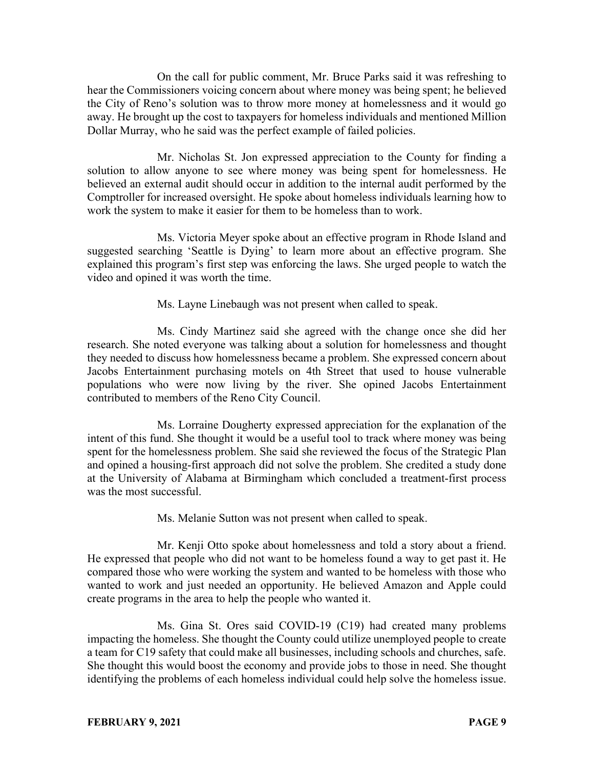On the call for public comment, Mr. Bruce Parks said it was refreshing to hear the Commissioners voicing concern about where money was being spent; he believed the City of Reno's solution was to throw more money at homelessness and it would go away. He brought up the cost to taxpayers for homeless individuals and mentioned Million Dollar Murray, who he said was the perfect example of failed policies.

Mr. Nicholas St. Jon expressed appreciation to the County for finding a solution to allow anyone to see where money was being spent for homelessness. He believed an external audit should occur in addition to the internal audit performed by the Comptroller for increased oversight. He spoke about homeless individuals learning how to work the system to make it easier for them to be homeless than to work.

Ms. Victoria Meyer spoke about an effective program in Rhode Island and suggested searching 'Seattle is Dying' to learn more about an effective program. She explained this program's first step was enforcing the laws. She urged people to watch the video and opined it was worth the time.

Ms. Layne Linebaugh was not present when called to speak.

Ms. Cindy Martinez said she agreed with the change once she did her research. She noted everyone was talking about a solution for homelessness and thought they needed to discuss how homelessness became a problem. She expressed concern about Jacobs Entertainment purchasing motels on 4th Street that used to house vulnerable populations who were now living by the river. She opined Jacobs Entertainment contributed to members of the Reno City Council.

Ms. Lorraine Dougherty expressed appreciation for the explanation of the intent of this fund. She thought it would be a useful tool to track where money was being spent for the homelessness problem. She said she reviewed the focus of the Strategic Plan and opined a housing-first approach did not solve the problem. She credited a study done at the University of Alabama at Birmingham which concluded a treatment-first process was the most successful.

Ms. Melanie Sutton was not present when called to speak.

Mr. Kenji Otto spoke about homelessness and told a story about a friend. He expressed that people who did not want to be homeless found a way to get past it. He compared those who were working the system and wanted to be homeless with those who wanted to work and just needed an opportunity. He believed Amazon and Apple could create programs in the area to help the people who wanted it.

Ms. Gina St. Ores said COVID-19 (C19) had created many problems impacting the homeless. She thought the County could utilize unemployed people to create a team for C19 safety that could make all businesses, including schools and churches, safe. She thought this would boost the economy and provide jobs to those in need. She thought identifying the problems of each homeless individual could help solve the homeless issue.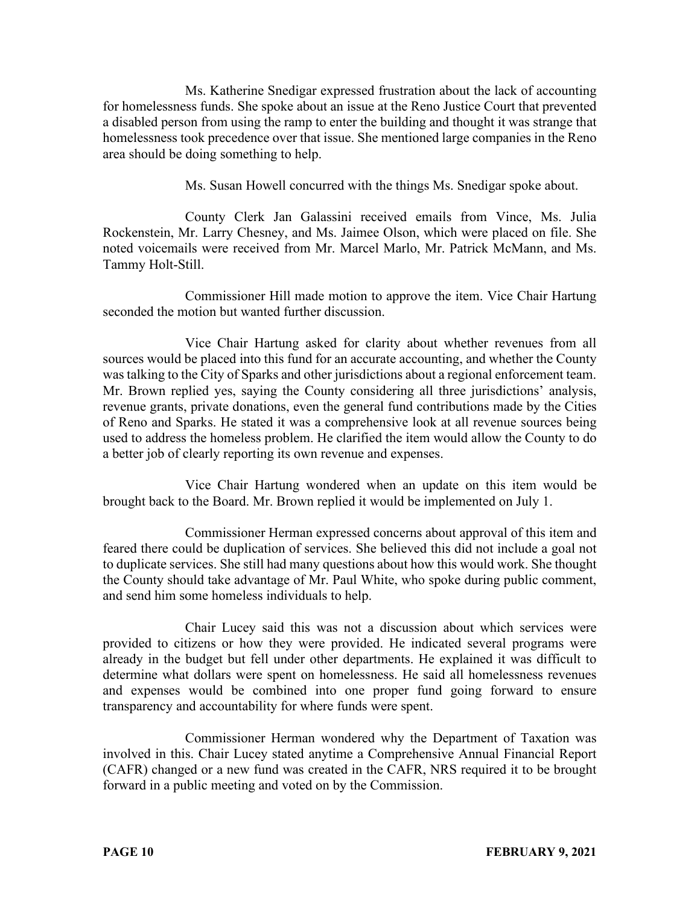Ms. Katherine Snedigar expressed frustration about the lack of accounting for homelessness funds. She spoke about an issue at the Reno Justice Court that prevented a disabled person from using the ramp to enter the building and thought it was strange that homelessness took precedence over that issue. She mentioned large companies in the Reno area should be doing something to help.

Ms. Susan Howell concurred with the things Ms. Snedigar spoke about.

County Clerk Jan Galassini received emails from Vince, Ms. Julia Rockenstein, Mr. Larry Chesney, and Ms. Jaimee Olson, which were placed on file. She noted voicemails were received from Mr. Marcel Marlo, Mr. Patrick McMann, and Ms. Tammy Holt-Still.

Commissioner Hill made motion to approve the item. Vice Chair Hartung seconded the motion but wanted further discussion.

Vice Chair Hartung asked for clarity about whether revenues from all sources would be placed into this fund for an accurate accounting, and whether the County was talking to the City of Sparks and other jurisdictions about a regional enforcement team. Mr. Brown replied yes, saying the County considering all three jurisdictions' analysis, revenue grants, private donations, even the general fund contributions made by the Cities of Reno and Sparks. He stated it was a comprehensive look at all revenue sources being used to address the homeless problem. He clarified the item would allow the County to do a better job of clearly reporting its own revenue and expenses.

Vice Chair Hartung wondered when an update on this item would be brought back to the Board. Mr. Brown replied it would be implemented on July 1.

Commissioner Herman expressed concerns about approval of this item and feared there could be duplication of services. She believed this did not include a goal not to duplicate services. She still had many questions about how this would work. She thought the County should take advantage of Mr. Paul White, who spoke during public comment, and send him some homeless individuals to help.

Chair Lucey said this was not a discussion about which services were provided to citizens or how they were provided. He indicated several programs were already in the budget but fell under other departments. He explained it was difficult to determine what dollars were spent on homelessness. He said all homelessness revenues and expenses would be combined into one proper fund going forward to ensure transparency and accountability for where funds were spent.

Commissioner Herman wondered why the Department of Taxation was involved in this. Chair Lucey stated anytime a Comprehensive Annual Financial Report (CAFR) changed or a new fund was created in the CAFR, NRS required it to be brought forward in a public meeting and voted on by the Commission.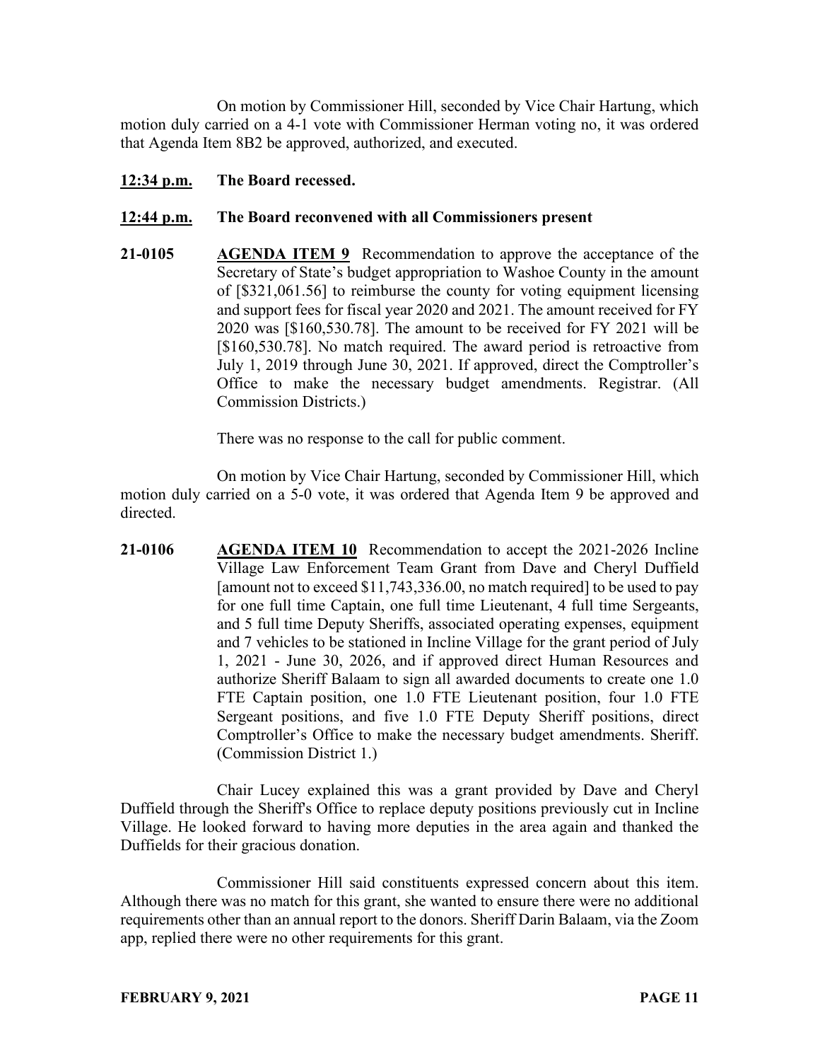On motion by Commissioner Hill, seconded by Vice Chair Hartung, which motion duly carried on a 4-1 vote with Commissioner Herman voting no, it was ordered that Agenda Item 8B2 be approved, authorized, and executed.

**12:34 p.m.** **The Board recessed.**

**12:44 p.m.** **The Board reconvened with all Commissioners present**

**21-0105** **AGENDA ITEM 9** Recommendation to approve the acceptance of the Secretary of State's budget appropriation to Washoe County in the amount of [$321,061.56] to reimburse the county for voting equipment licensing and support fees for fiscal year 2020 and 2021. The amount received for FY 2020 was [$160,530.78]. The amount to be received for FY 2021 will be [$160,530.78]. No match required. The award period is retroactive from July 1, 2019 through June 30, 2021. If approved, direct the Comptroller's Office to make the necessary budget amendments. Registrar. (All Commission Districts.)

There was no response to the call for public comment.

On motion by Vice Chair Hartung, seconded by Commissioner Hill, which motion duly carried on a 5-0 vote, it was ordered that Agenda Item 9 be approved and directed.

**21-0106** **AGENDA ITEM 10** Recommendation to accept the 2021-2026 Incline Village Law Enforcement Team Grant from Dave and Cheryl Duffield [amount not to exceed $11,743,336.00, no match required] to be used to pay for one full time Captain, one full time Lieutenant, 4 full time Sergeants, and 5 full time Deputy Sheriffs, associated operating expenses, equipment and 7 vehicles to be stationed in Incline Village for the grant period of July 1, 2021 - June 30, 2026, and if approved direct Human Resources and authorize Sheriff Balaam to sign all awarded documents to create one 1.0 FTE Captain position, one 1.0 FTE Lieutenant position, four 1.0 FTE Sergeant positions, and five 1.0 FTE Deputy Sheriff positions, direct Comptroller's Office to make the necessary budget amendments. Sheriff. (Commission District 1.)

Chair Lucey explained this was a grant provided by Dave and Cheryl Duffield through the Sheriff's Office to replace deputy positions previously cut in Incline Village. He looked forward to having more deputies in the area again and thanked the Duffields for their gracious donation.

Commissioner Hill said constituents expressed concern about this item. Although there was no match for this grant, she wanted to ensure there were no additional requirements other than an annual report to the donors. Sheriff Darin Balaam, via the Zoom app, replied there were no other requirements for this grant.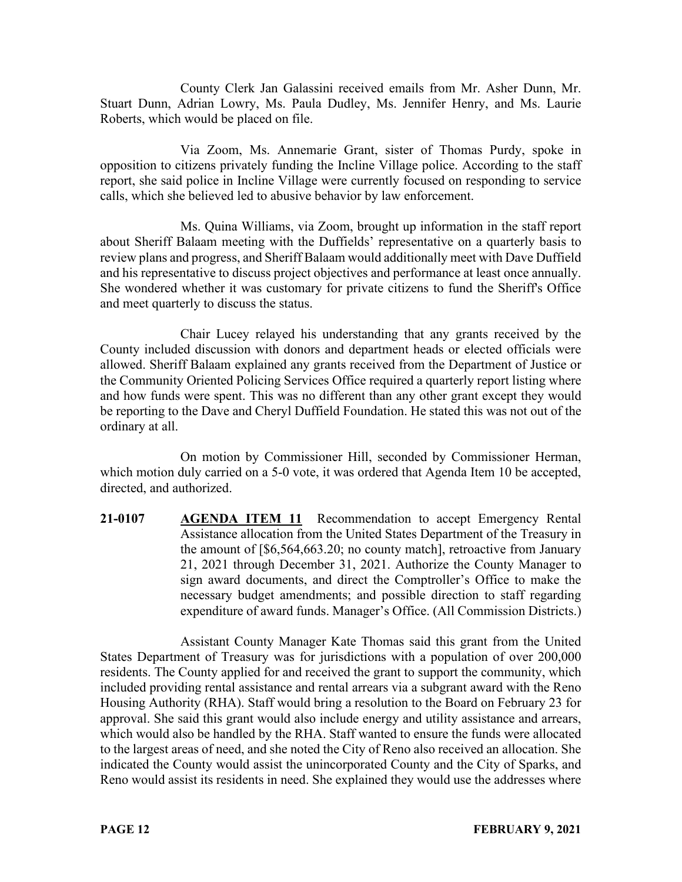County Clerk Jan Galassini received emails from Mr. Asher Dunn, Mr. Stuart Dunn, Adrian Lowry, Ms. Paula Dudley, Ms. Jennifer Henry, and Ms. Laurie Roberts, which would be placed on file.

Via Zoom, Ms. Annemarie Grant, sister of Thomas Purdy, spoke in opposition to citizens privately funding the Incline Village police. According to the staff report, she said police in Incline Village were currently focused on responding to service calls, which she believed led to abusive behavior by law enforcement.

Ms. Quina Williams, via Zoom, brought up information in the staff report about Sheriff Balaam meeting with the Duffields' representative on a quarterly basis to review plans and progress, and Sheriff Balaam would additionally meet with Dave Duffield and his representative to discuss project objectives and performance at least once annually. She wondered whether it was customary for private citizens to fund the Sheriff's Office and meet quarterly to discuss the status.

Chair Lucey relayed his understanding that any grants received by the County included discussion with donors and department heads or elected officials were allowed. Sheriff Balaam explained any grants received from the Department of Justice or the Community Oriented Policing Services Office required a quarterly report listing where and how funds were spent. This was no different than any other grant except they would be reporting to the Dave and Cheryl Duffield Foundation. He stated this was not out of the ordinary at all.

On motion by Commissioner Hill, seconded by Commissioner Herman, which motion duly carried on a 5-0 vote, it was ordered that Agenda Item 10 be accepted, directed, and authorized.

**21-0107** **AGENDA ITEM 11** Recommendation to accept Emergency Rental Assistance allocation from the United States Department of the Treasury in the amount of [$6,564,663.20; no county match], retroactive from January 21, 2021 through December 31, 2021. Authorize the County Manager to sign award documents, and direct the Comptroller's Office to make the necessary budget amendments; and possible direction to staff regarding expenditure of award funds. Manager's Office. (All Commission Districts.)

Assistant County Manager Kate Thomas said this grant from the United States Department of Treasury was for jurisdictions with a population of over 200,000 residents. The County applied for and received the grant to support the community, which included providing rental assistance and rental arrears via a subgrant award with the Reno Housing Authority (RHA). Staff would bring a resolution to the Board on February 23 for approval. She said this grant would also include energy and utility assistance and arrears, which would also be handled by the RHA. Staff wanted to ensure the funds were allocated to the largest areas of need, and she noted the City of Reno also received an allocation. She indicated the County would assist the unincorporated County and the City of Sparks, and Reno would assist its residents in need. She explained they would use the addresses where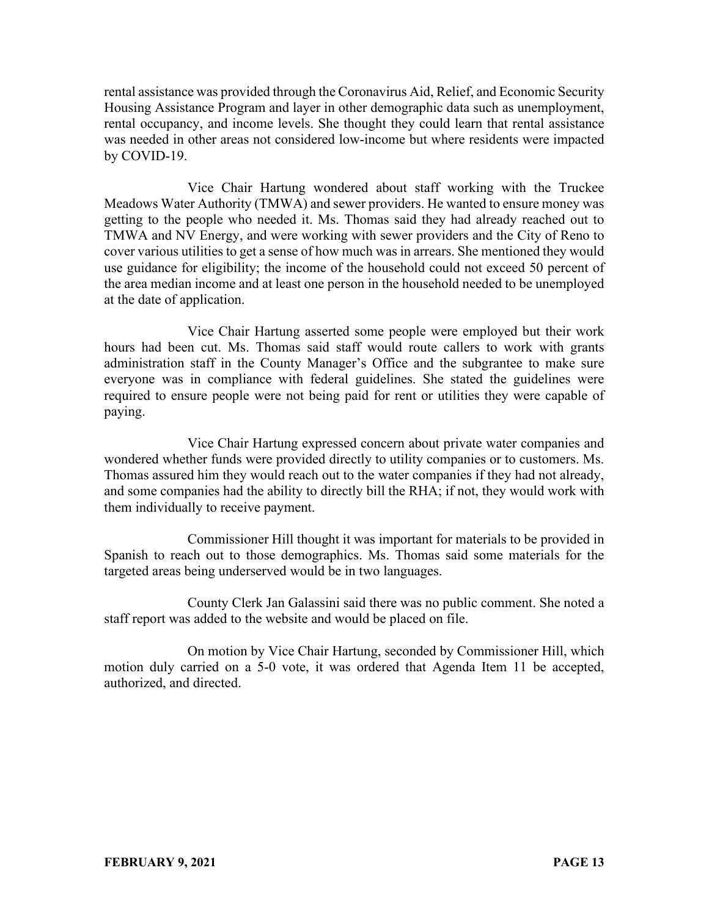rental assistance was provided through the Coronavirus Aid, Relief, and Economic Security Housing Assistance Program and layer in other demographic data such as unemployment, rental occupancy, and income levels. She thought they could learn that rental assistance was needed in other areas not considered low-income but where residents were impacted by COVID-19.

Vice Chair Hartung wondered about staff working with the Truckee Meadows Water Authority (TMWA) and sewer providers. He wanted to ensure money was getting to the people who needed it. Ms. Thomas said they had already reached out to TMWA and NV Energy, and were working with sewer providers and the City of Reno to cover various utilities to get a sense of how much was in arrears. She mentioned they would use guidance for eligibility; the income of the household could not exceed 50 percent of the area median income and at least one person in the household needed to be unemployed at the date of application.

Vice Chair Hartung asserted some people were employed but their work hours had been cut. Ms. Thomas said staff would route callers to work with grants administration staff in the County Manager's Office and the subgrantee to make sure everyone was in compliance with federal guidelines. She stated the guidelines were required to ensure people were not being paid for rent or utilities they were capable of paying.

Vice Chair Hartung expressed concern about private water companies and wondered whether funds were provided directly to utility companies or to customers. Ms. Thomas assured him they would reach out to the water companies if they had not already, and some companies had the ability to directly bill the RHA; if not, they would work with them individually to receive payment.

Commissioner Hill thought it was important for materials to be provided in Spanish to reach out to those demographics. Ms. Thomas said some materials for the targeted areas being underserved would be in two languages.

County Clerk Jan Galassini said there was no public comment. She noted a staff report was added to the website and would be placed on file.

On motion by Vice Chair Hartung, seconded by Commissioner Hill, which motion duly carried on a 5-0 vote, it was ordered that Agenda Item 11 be accepted, authorized, and directed.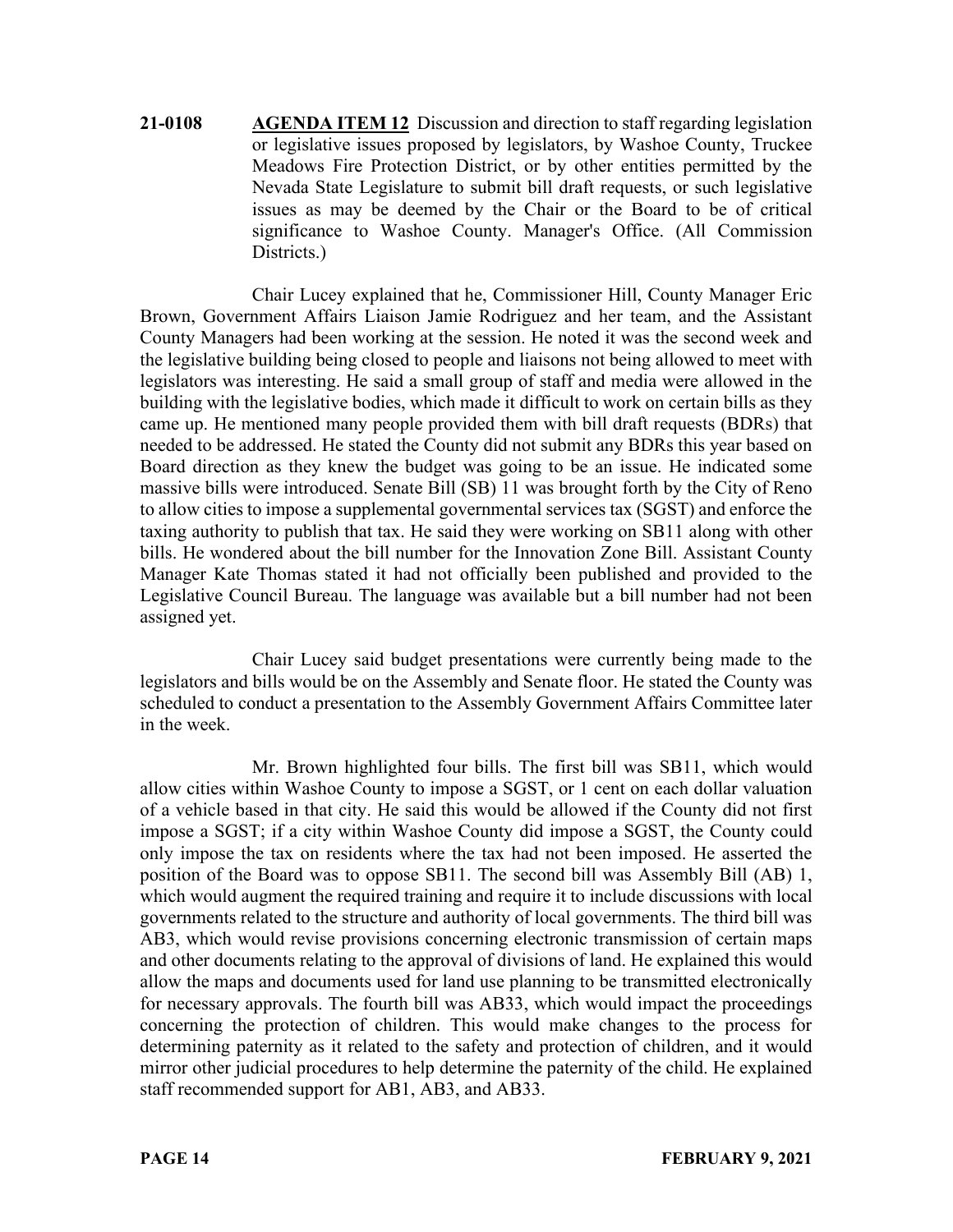**21-0108** **AGENDA ITEM 12** Discussion and direction to staff regarding legislation or legislative issues proposed by legislators, by Washoe County, Truckee Meadows Fire Protection District, or by other entities permitted by the Nevada State Legislature to submit bill draft requests, or such legislative issues as may be deemed by the Chair or the Board to be of critical significance to Washoe County. Manager's Office. (All Commission Districts.)

Chair Lucey explained that he, Commissioner Hill, County Manager Eric Brown, Government Affairs Liaison Jamie Rodriguez and her team, and the Assistant County Managers had been working at the session. He noted it was the second week and the legislative building being closed to people and liaisons not being allowed to meet with legislators was interesting. He said a small group of staff and media were allowed in the building with the legislative bodies, which made it difficult to work on certain bills as they came up. He mentioned many people provided them with bill draft requests (BDRs) that needed to be addressed. He stated the County did not submit any BDRs this year based on Board direction as they knew the budget was going to be an issue. He indicated some massive bills were introduced. Senate Bill (SB) 11 was brought forth by the City of Reno to allow cities to impose a supplemental governmental services tax (SGST) and enforce the taxing authority to publish that tax. He said they were working on SB11 along with other bills. He wondered about the bill number for the Innovation Zone Bill. Assistant County Manager Kate Thomas stated it had not officially been published and provided to the Legislative Council Bureau. The language was available but a bill number had not been assigned yet.

Chair Lucey said budget presentations were currently being made to the legislators and bills would be on the Assembly and Senate floor. He stated the County was scheduled to conduct a presentation to the Assembly Government Affairs Committee later in the week.

Mr. Brown highlighted four bills. The first bill was SB11, which would allow cities within Washoe County to impose a SGST, or 1 cent on each dollar valuation of a vehicle based in that city. He said this would be allowed if the County did not first impose a SGST; if a city within Washoe County did impose a SGST, the County could only impose the tax on residents where the tax had not been imposed. He asserted the position of the Board was to oppose SB11. The second bill was Assembly Bill (AB) 1, which would augment the required training and require it to include discussions with local governments related to the structure and authority of local governments. The third bill was AB3, which would revise provisions concerning electronic transmission of certain maps and other documents relating to the approval of divisions of land. He explained this would allow the maps and documents used for land use planning to be transmitted electronically for necessary approvals. The fourth bill was AB33, which would impact the proceedings concerning the protection of children. This would make changes to the process for determining paternity as it related to the safety and protection of children, and it would mirror other judicial procedures to help determine the paternity of the child. He explained staff recommended support for AB1, AB3, and AB33.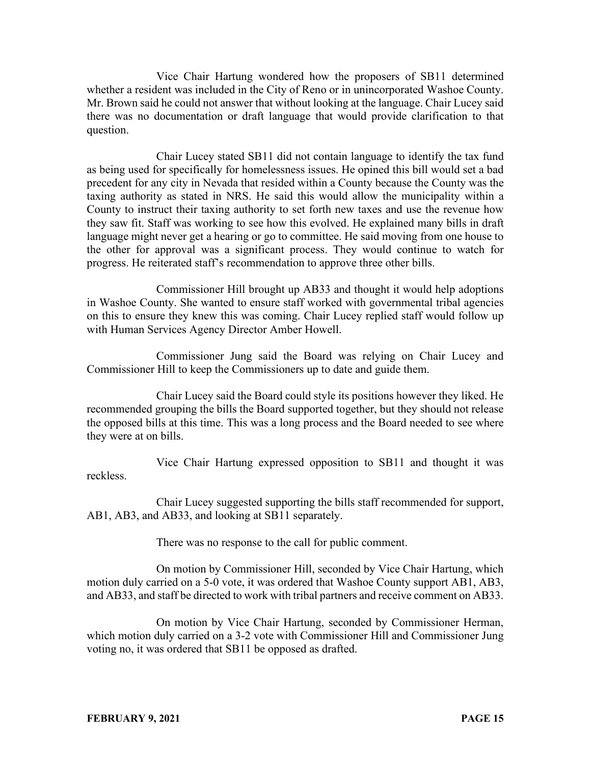Vice Chair Hartung wondered how the proposers of SB11 determined whether a resident was included in the City of Reno or in unincorporated Washoe County. Mr. Brown said he could not answer that without looking at the language. Chair Lucey said there was no documentation or draft language that would provide clarification to that question.

Chair Lucey stated SB11 did not contain language to identify the tax fund as being used for specifically for homelessness issues. He opined this bill would set a bad precedent for any city in Nevada that resided within a County because the County was the taxing authority as stated in NRS. He said this would allow the municipality within a County to instruct their taxing authority to set forth new taxes and use the revenue how they saw fit. Staff was working to see how this evolved. He explained many bills in draft language might never get a hearing or go to committee. He said moving from one house to the other for approval was a significant process. They would continue to watch for progress. He reiterated staff's recommendation to approve three other bills.

Commissioner Hill brought up AB33 and thought it would help adoptions in Washoe County. She wanted to ensure staff worked with governmental tribal agencies on this to ensure they knew this was coming. Chair Lucey replied staff would follow up with Human Services Agency Director Amber Howell.

Commissioner Jung said the Board was relying on Chair Lucey and Commissioner Hill to keep the Commissioners up to date and guide them.

Chair Lucey said the Board could style its positions however they liked. He recommended grouping the bills the Board supported together, but they should not release the opposed bills at this time. This was a long process and the Board needed to see where they were at on bills.

Vice Chair Hartung expressed opposition to SB11 and thought it was reckless.

Chair Lucey suggested supporting the bills staff recommended for support, AB1, AB3, and AB33, and looking at SB11 separately.

There was no response to the call for public comment.

On motion by Commissioner Hill, seconded by Vice Chair Hartung, which motion duly carried on a 5-0 vote, it was ordered that Washoe County support AB1, AB3, and AB33, and staff be directed to work with tribal partners and receive comment on AB33.

On motion by Vice Chair Hartung, seconded by Commissioner Herman, which motion duly carried on a 3-2 vote with Commissioner Hill and Commissioner Jung voting no, it was ordered that SB11 be opposed as drafted.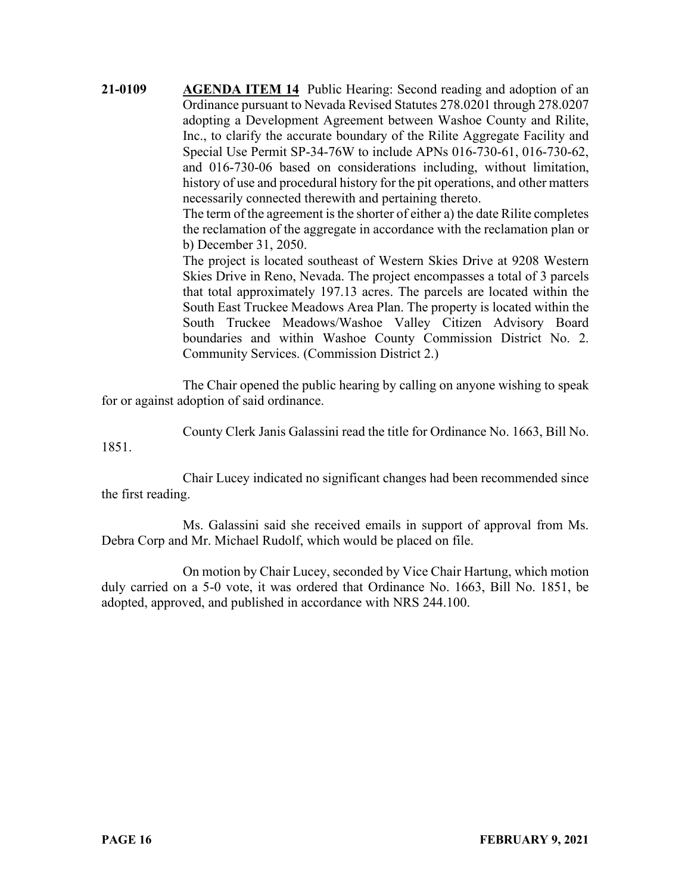**21-0109** **AGENDA ITEM 14** Public Hearing: Second reading and adoption of an Ordinance pursuant to Nevada Revised Statutes 278.0201 through 278.0207 adopting a Development Agreement between Washoe County and Rilite, Inc., to clarify the accurate boundary of the Rilite Aggregate Facility and Special Use Permit SP-34-76W to include APNs 016-730-61, 016-730-62, and 016-730-06 based on considerations including, without limitation, history of use and procedural history for the pit operations, and other matters necessarily connected therewith and pertaining thereto.

The term of the agreement is the shorter of either a) the date Rilite completes the reclamation of the aggregate in accordance with the reclamation plan or b) December 31, 2050.

The project is located southeast of Western Skies Drive at 9208 Western Skies Drive in Reno, Nevada. The project encompasses a total of 3 parcels that total approximately 197.13 acres. The parcels are located within the South East Truckee Meadows Area Plan. The property is located within the South Truckee Meadows/Washoe Valley Citizen Advisory Board boundaries and within Washoe County Commission District No. 2. Community Services. (Commission District 2.)

The Chair opened the public hearing by calling on anyone wishing to speak for or against adoption of said ordinance.

County Clerk Janis Galassini read the title for Ordinance No. 1663, Bill No. 1851.

Chair Lucey indicated no significant changes had been recommended since the first reading.

Ms. Galassini said she received emails in support of approval from Ms. Debra Corp and Mr. Michael Rudolf, which would be placed on file.

On motion by Chair Lucey, seconded by Vice Chair Hartung, which motion duly carried on a 5-0 vote, it was ordered that Ordinance No. 1663, Bill No. 1851, be adopted, approved, and published in accordance with NRS 244.100.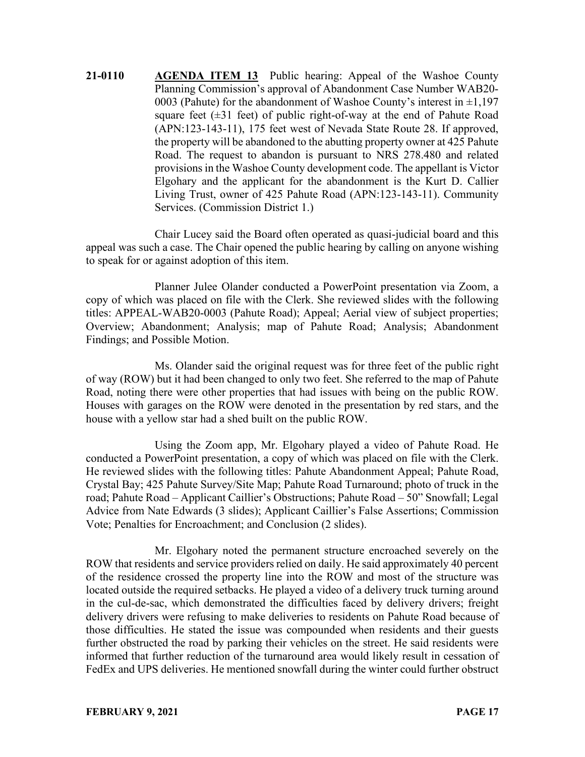**21-0110** **AGENDA ITEM 13** Public hearing: Appeal of the Washoe County Planning Commission's approval of Abandonment Case Number WAB20-0003 (Pahute) for the abandonment of Washoe County's interest in ±1,197 square feet (±31 feet) of public right-of-way at the end of Pahute Road (APN:123-143-11), 175 feet west of Nevada State Route 28. If approved, the property will be abandoned to the abutting property owner at 425 Pahute Road. The request to abandon is pursuant to NRS 278.480 and related provisions in the Washoe County development code. The appellant is Victor Elgohary and the applicant for the abandonment is the Kurt D. Callier Living Trust, owner of 425 Pahute Road (APN:123-143-11). Community Services. (Commission District 1.)

Chair Lucey said the Board often operated as quasi-judicial board and this appeal was such a case. The Chair opened the public hearing by calling on anyone wishing to speak for or against adoption of this item.

Planner Julee Olander conducted a PowerPoint presentation via Zoom, a copy of which was placed on file with the Clerk. She reviewed slides with the following titles: APPEAL-WAB20-0003 (Pahute Road); Appeal; Aerial view of subject properties; Overview; Abandonment; Analysis; map of Pahute Road; Analysis; Abandonment Findings; and Possible Motion.

Ms. Olander said the original request was for three feet of the public right of way (ROW) but it had been changed to only two feet. She referred to the map of Pahute Road, noting there were other properties that had issues with being on the public ROW. Houses with garages on the ROW were denoted in the presentation by red stars, and the house with a yellow star had a shed built on the public ROW.

Using the Zoom app, Mr. Elgohary played a video of Pahute Road. He conducted a PowerPoint presentation, a copy of which was placed on file with the Clerk. He reviewed slides with the following titles: Pahute Abandonment Appeal; Pahute Road, Crystal Bay; 425 Pahute Survey/Site Map; Pahute Road Turnaround; photo of truck in the road; Pahute Road – Applicant Caillier's Obstructions; Pahute Road – 50" Snowfall; Legal Advice from Nate Edwards (3 slides); Applicant Caillier's False Assertions; Commission Vote; Penalties for Encroachment; and Conclusion (2 slides).

Mr. Elgohary noted the permanent structure encroached severely on the ROW that residents and service providers relied on daily. He said approximately 40 percent of the residence crossed the property line into the ROW and most of the structure was located outside the required setbacks. He played a video of a delivery truck turning around in the cul-de-sac, which demonstrated the difficulties faced by delivery drivers; freight delivery drivers were refusing to make deliveries to residents on Pahute Road because of those difficulties. He stated the issue was compounded when residents and their guests further obstructed the road by parking their vehicles on the street. He said residents were informed that further reduction of the turnaround area would likely result in cessation of FedEx and UPS deliveries. He mentioned snowfall during the winter could further obstruct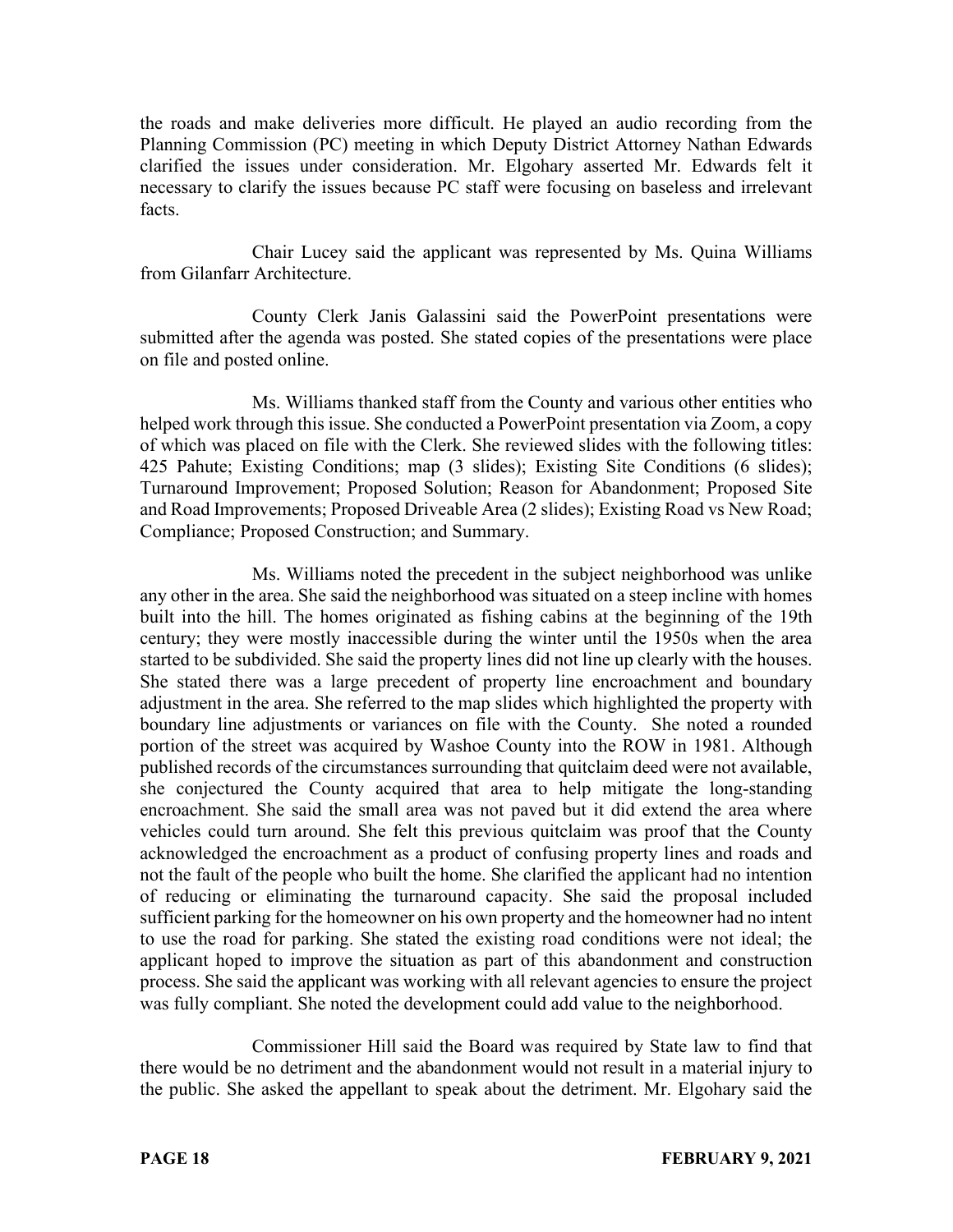the roads and make deliveries more difficult. He played an audio recording from the Planning Commission (PC) meeting in which Deputy District Attorney Nathan Edwards clarified the issues under consideration. Mr. Elgohary asserted Mr. Edwards felt it necessary to clarify the issues because PC staff were focusing on baseless and irrelevant facts.

Chair Lucey said the applicant was represented by Ms. Quina Williams from Gilanfarr Architecture.

County Clerk Janis Galassini said the PowerPoint presentations were submitted after the agenda was posted. She stated copies of the presentations were place on file and posted online.

Ms. Williams thanked staff from the County and various other entities who helped work through this issue. She conducted a PowerPoint presentation via Zoom, a copy of which was placed on file with the Clerk. She reviewed slides with the following titles: 425 Pahute; Existing Conditions; map (3 slides); Existing Site Conditions (6 slides); Turnaround Improvement; Proposed Solution; Reason for Abandonment; Proposed Site and Road Improvements; Proposed Driveable Area (2 slides); Existing Road vs New Road; Compliance; Proposed Construction; and Summary.

Ms. Williams noted the precedent in the subject neighborhood was unlike any other in the area. She said the neighborhood was situated on a steep incline with homes built into the hill. The homes originated as fishing cabins at the beginning of the 19th century; they were mostly inaccessible during the winter until the 1950s when the area started to be subdivided. She said the property lines did not line up clearly with the houses. She stated there was a large precedent of property line encroachment and boundary adjustment in the area. She referred to the map slides which highlighted the property with boundary line adjustments or variances on file with the County. She noted a rounded portion of the street was acquired by Washoe County into the ROW in 1981. Although published records of the circumstances surrounding that quitclaim deed were not available, she conjectured the County acquired that area to help mitigate the long-standing encroachment. She said the small area was not paved but it did extend the area where vehicles could turn around. She felt this previous quitclaim was proof that the County acknowledged the encroachment as a product of confusing property lines and roads and not the fault of the people who built the home. She clarified the applicant had no intention of reducing or eliminating the turnaround capacity. She said the proposal included sufficient parking for the homeowner on his own property and the homeowner had no intent to use the road for parking. She stated the existing road conditions were not ideal; the applicant hoped to improve the situation as part of this abandonment and construction process. She said the applicant was working with all relevant agencies to ensure the project was fully compliant. She noted the development could add value to the neighborhood.

Commissioner Hill said the Board was required by State law to find that there would be no detriment and the abandonment would not result in a material injury to the public. She asked the appellant to speak about the detriment. Mr. Elgohary said the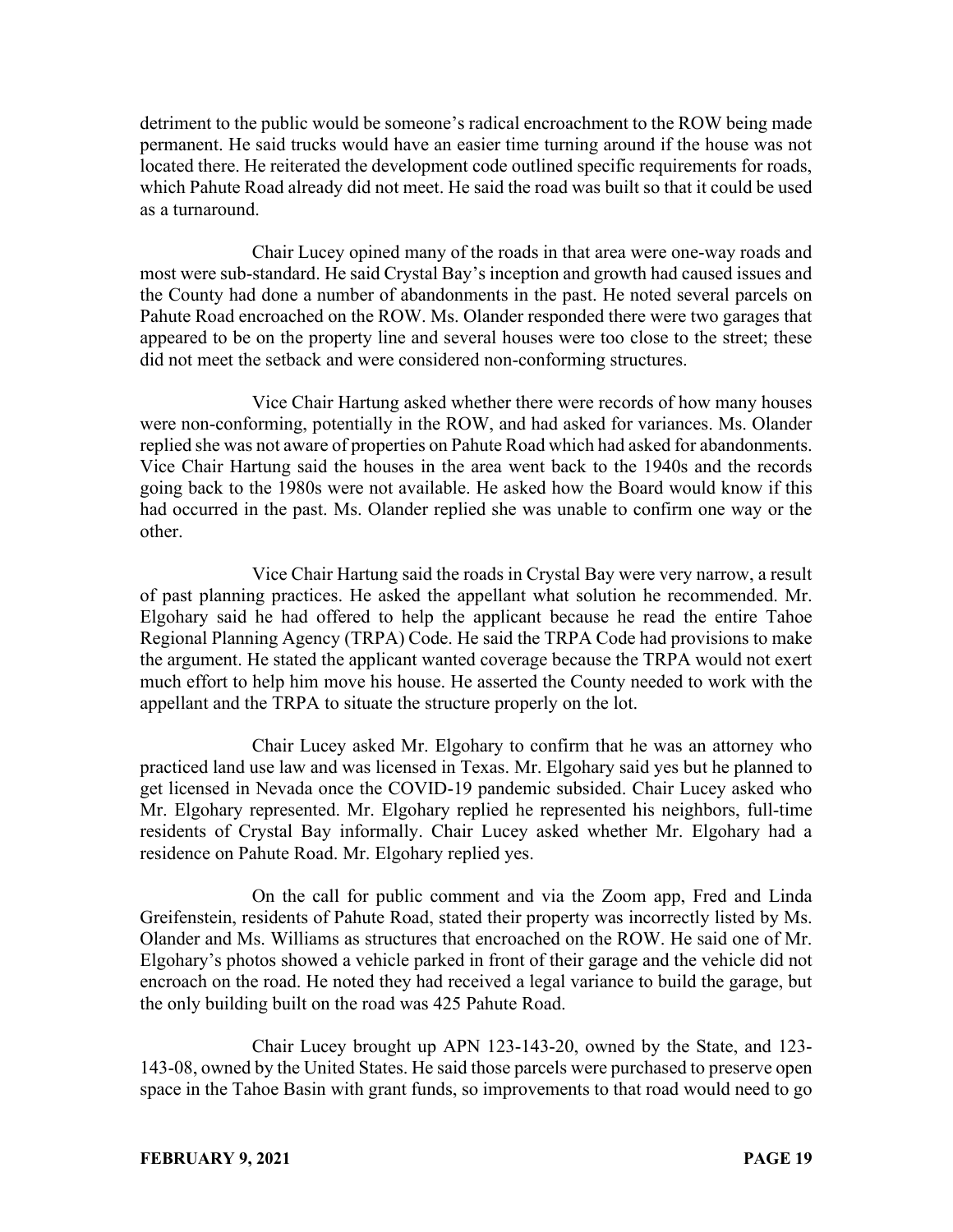detriment to the public would be someone's radical encroachment to the ROW being made permanent. He said trucks would have an easier time turning around if the house was not located there. He reiterated the development code outlined specific requirements for roads, which Pahute Road already did not meet. He said the road was built so that it could be used as a turnaround.

Chair Lucey opined many of the roads in that area were one-way roads and most were sub-standard. He said Crystal Bay's inception and growth had caused issues and the County had done a number of abandonments in the past. He noted several parcels on Pahute Road encroached on the ROW. Ms. Olander responded there were two garages that appeared to be on the property line and several houses were too close to the street; these did not meet the setback and were considered non-conforming structures.

Vice Chair Hartung asked whether there were records of how many houses were non-conforming, potentially in the ROW, and had asked for variances. Ms. Olander replied she was not aware of properties on Pahute Road which had asked for abandonments. Vice Chair Hartung said the houses in the area went back to the 1940s and the records going back to the 1980s were not available. He asked how the Board would know if this had occurred in the past. Ms. Olander replied she was unable to confirm one way or the other.

Vice Chair Hartung said the roads in Crystal Bay were very narrow, a result of past planning practices. He asked the appellant what solution he recommended. Mr. Elgohary said he had offered to help the applicant because he read the entire Tahoe Regional Planning Agency (TRPA) Code. He said the TRPA Code had provisions to make the argument. He stated the applicant wanted coverage because the TRPA would not exert much effort to help him move his house. He asserted the County needed to work with the appellant and the TRPA to situate the structure properly on the lot.

Chair Lucey asked Mr. Elgohary to confirm that he was an attorney who practiced land use law and was licensed in Texas. Mr. Elgohary said yes but he planned to get licensed in Nevada once the COVID-19 pandemic subsided. Chair Lucey asked who Mr. Elgohary represented. Mr. Elgohary replied he represented his neighbors, full-time residents of Crystal Bay informally. Chair Lucey asked whether Mr. Elgohary had a residence on Pahute Road. Mr. Elgohary replied yes.

On the call for public comment and via the Zoom app, Fred and Linda Greifenstein, residents of Pahute Road, stated their property was incorrectly listed by Ms. Olander and Ms. Williams as structures that encroached on the ROW. He said one of Mr. Elgohary's photos showed a vehicle parked in front of their garage and the vehicle did not encroach on the road. He noted they had received a legal variance to build the garage, but the only building built on the road was 425 Pahute Road.

Chair Lucey brought up APN 123-143-20, owned by the State, and 123-143-08, owned by the United States. He said those parcels were purchased to preserve open space in the Tahoe Basin with grant funds, so improvements to that road would need to go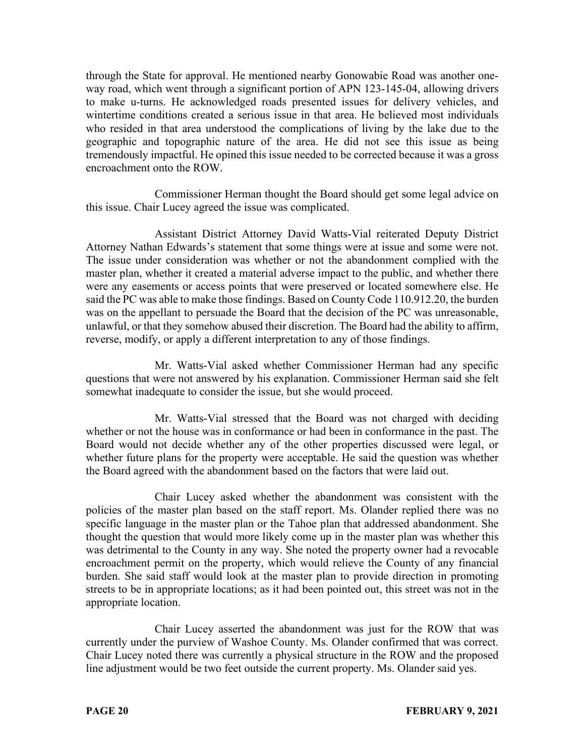through the State for approval. He mentioned nearby Gonowabie Road was another one-way road, which went through a significant portion of APN 123-145-04, allowing drivers to make u-turns. He acknowledged roads presented issues for delivery vehicles, and wintertime conditions created a serious issue in that area. He believed most individuals who resided in that area understood the complications of living by the lake due to the geographic and topographic nature of the area. He did not see this issue as being tremendously impactful. He opined this issue needed to be corrected because it was a gross encroachment onto the ROW.

Commissioner Herman thought the Board should get some legal advice on this issue. Chair Lucey agreed the issue was complicated.

Assistant District Attorney David Watts-Vial reiterated Deputy District Attorney Nathan Edwards's statement that some things were at issue and some were not. The issue under consideration was whether or not the abandonment complied with the master plan, whether it created a material adverse impact to the public, and whether there were any easements or access points that were preserved or located somewhere else. He said the PC was able to make those findings. Based on County Code 110.912.20, the burden was on the appellant to persuade the Board that the decision of the PC was unreasonable, unlawful, or that they somehow abused their discretion. The Board had the ability to affirm, reverse, modify, or apply a different interpretation to any of those findings.

Mr. Watts-Vial asked whether Commissioner Herman had any specific questions that were not answered by his explanation. Commissioner Herman said she felt somewhat inadequate to consider the issue, but she would proceed.

Mr. Watts-Vial stressed that the Board was not charged with deciding whether or not the house was in conformance or had been in conformance in the past. The Board would not decide whether any of the other properties discussed were legal, or whether future plans for the property were acceptable. He said the question was whether the Board agreed with the abandonment based on the factors that were laid out.

Chair Lucey asked whether the abandonment was consistent with the policies of the master plan based on the staff report. Ms. Olander replied there was no specific language in the master plan or the Tahoe plan that addressed abandonment. She thought the question that would more likely come up in the master plan was whether this was detrimental to the County in any way. She noted the property owner had a revocable encroachment permit on the property, which would relieve the County of any financial burden. She said staff would look at the master plan to provide direction in promoting streets to be in appropriate locations; as it had been pointed out, this street was not in the appropriate location.

Chair Lucey asserted the abandonment was just for the ROW that was currently under the purview of Washoe County. Ms. Olander confirmed that was correct. Chair Lucey noted there was currently a physical structure in the ROW and the proposed line adjustment would be two feet outside the current property. Ms. Olander said yes.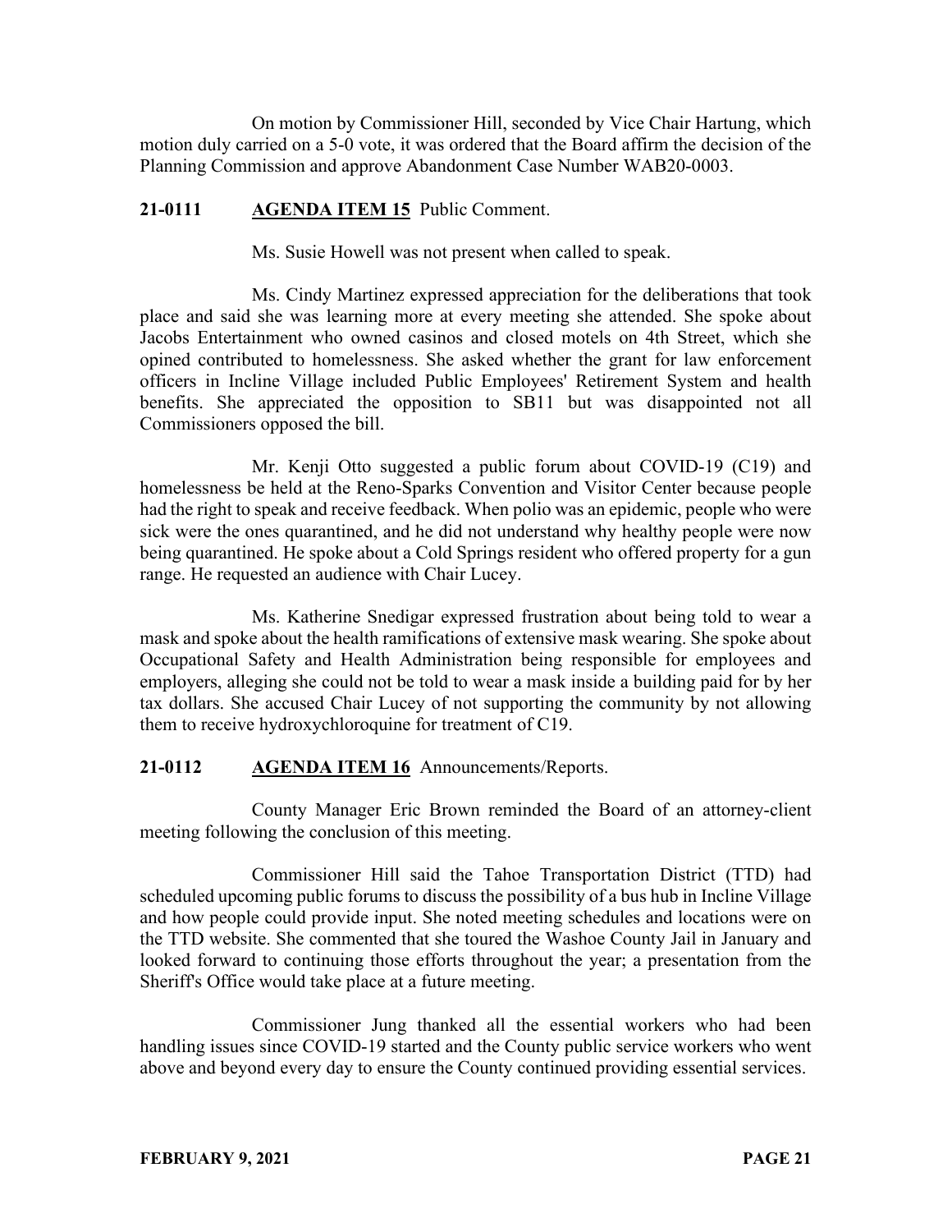On motion by Commissioner Hill, seconded by Vice Chair Hartung, which motion duly carried on a 5-0 vote, it was ordered that the Board affirm the decision of the Planning Commission and approve Abandonment Case Number WAB20-0003.

**21-0111 AGENDA ITEM 15** Public Comment.

Ms. Susie Howell was not present when called to speak.

Ms. Cindy Martinez expressed appreciation for the deliberations that took place and said she was learning more at every meeting she attended. She spoke about Jacobs Entertainment who owned casinos and closed motels on 4th Street, which she opined contributed to homelessness. She asked whether the grant for law enforcement officers in Incline Village included Public Employees' Retirement System and health benefits. She appreciated the opposition to SB11 but was disappointed not all Commissioners opposed the bill.

Mr. Kenji Otto suggested a public forum about COVID-19 (C19) and homelessness be held at the Reno-Sparks Convention and Visitor Center because people had the right to speak and receive feedback. When polio was an epidemic, people who were sick were the ones quarantined, and he did not understand why healthy people were now being quarantined. He spoke about a Cold Springs resident who offered property for a gun range. He requested an audience with Chair Lucey.

Ms. Katherine Snedigar expressed frustration about being told to wear a mask and spoke about the health ramifications of extensive mask wearing. She spoke about Occupational Safety and Health Administration being responsible for employees and employers, alleging she could not be told to wear a mask inside a building paid for by her tax dollars. She accused Chair Lucey of not supporting the community by not allowing them to receive hydroxychloroquine for treatment of C19.

**21-0112 AGENDA ITEM 16** Announcements/Reports.

County Manager Eric Brown reminded the Board of an attorney-client meeting following the conclusion of this meeting.

Commissioner Hill said the Tahoe Transportation District (TTD) had scheduled upcoming public forums to discuss the possibility of a bus hub in Incline Village and how people could provide input. She noted meeting schedules and locations were on the TTD website. She commented that she toured the Washoe County Jail in January and looked forward to continuing those efforts throughout the year; a presentation from the Sheriff's Office would take place at a future meeting.

Commissioner Jung thanked all the essential workers who had been handling issues since COVID-19 started and the County public service workers who went above and beyond every day to ensure the County continued providing essential services.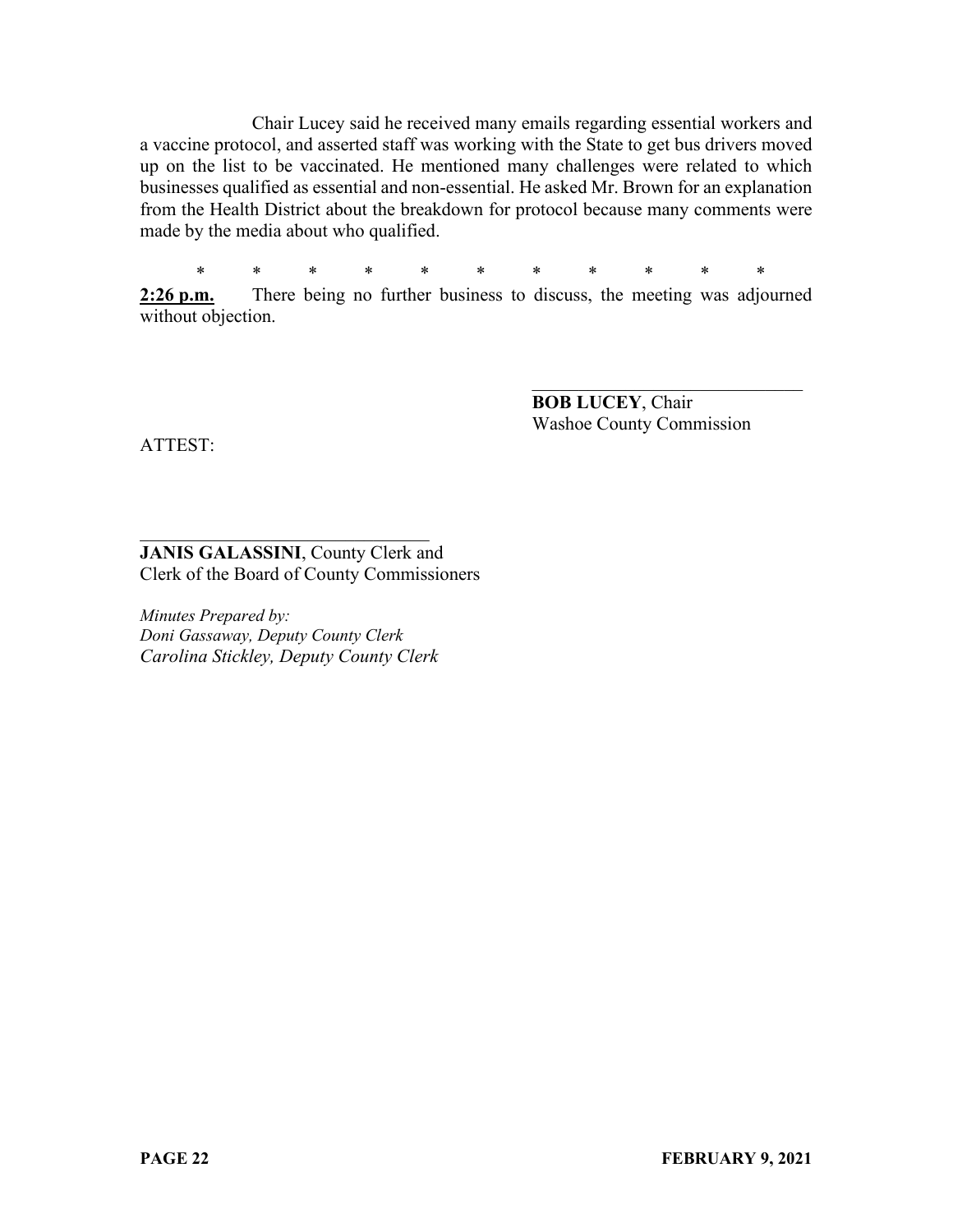Chair Lucey said he received many emails regarding essential workers and a vaccine protocol, and asserted staff was working with the State to get bus drivers moved up on the list to be vaccinated. He mentioned many challenges were related to which businesses qualified as essential and non-essential. He asked Mr. Brown for an explanation from the Health District about the breakdown for protocol because many comments were made by the media about who qualified.

\* \* \* \* \* \* \* \* \* \* \*

**2:26 p.m.** There being no further business to discuss, the meeting was adjourned without objection.

\_\_\_\_\_\_\_\_\_\_\_\_\_\_\_\_\_\_\_\_\_\_\_\_\_\_\_\_\_\_
**BOB LUCEY**, Chair
Washoe County Commission

ATTEST:

\_\_\_\_\_\_\_\_\_\_\_\_\_\_\_\_\_\_\_\_\_\_\_\_\_\_\_\_\_\_
**JANIS GALASSINI**, County Clerk and
Clerk of the Board of County Commissioners

*Minutes Prepared by:*
*Doni Gassaway, Deputy County Clerk*
*Carolina Stickley, Deputy County Clerk*